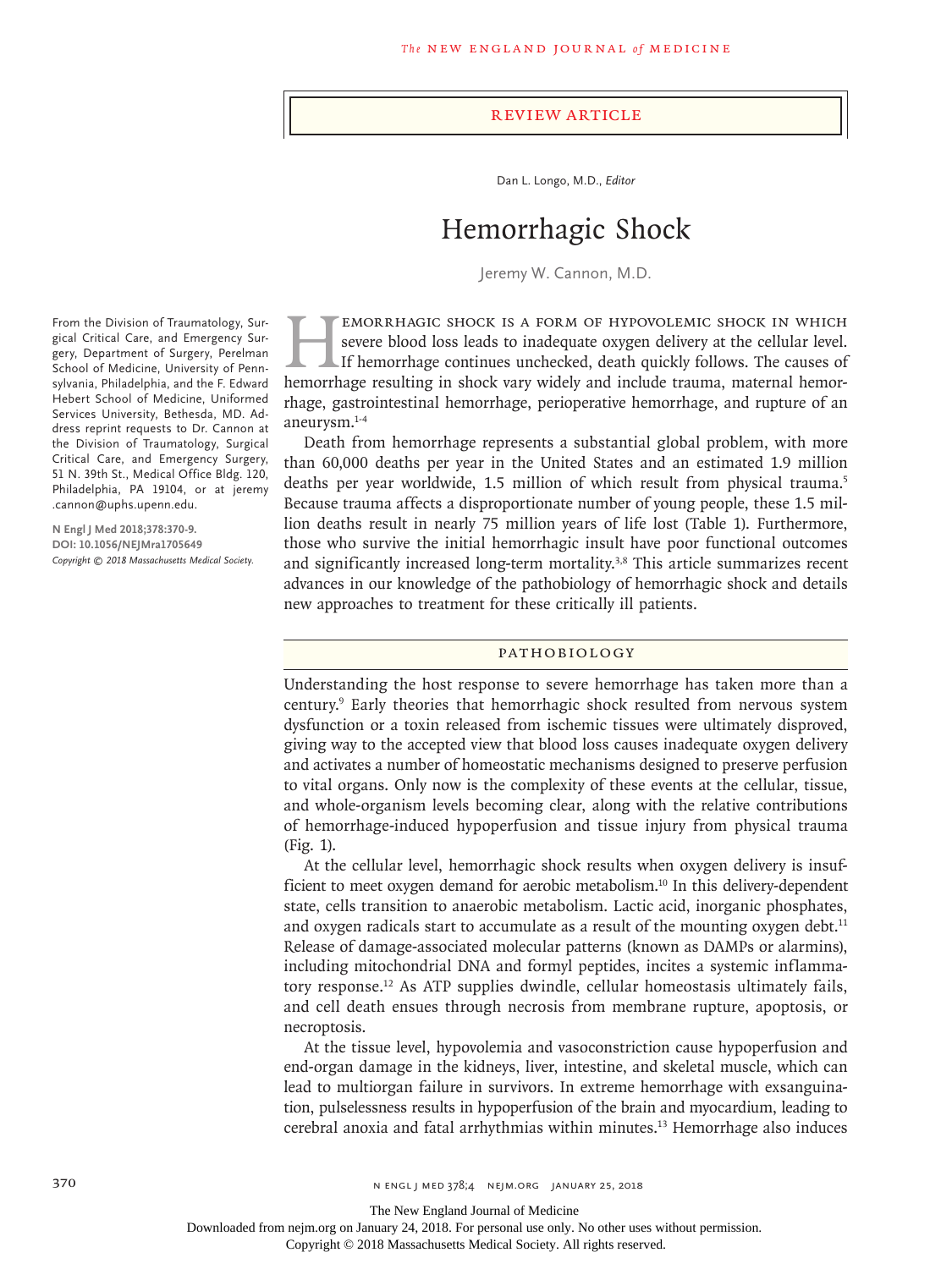## Review Article

Dan L. Longo, M.D., *Editor*

# Hemorrhagic Shock

Jeremy W. Cannon, M.D.

From the Division of Traumatology, Surgical Critical Care, and Emergency Surgery, Department of Surgery, Perelman School of Medicine, University of Pennsylvania, Philadelphia, and the F. Edward Hebert School of Medicine, Uniformed Services University, Bethesda, MD. Address reprint requests to Dr. Cannon at the Division of Traumatology, Surgical Critical Care, and Emergency Surgery, 51 N. 39th St., Medical Office Bldg. 120, Philadelphia, PA 19104, or at jeremy.cannon@uphs.upenn.edu.

**N Engl J Med 2018;378:370-9.**
**DOI: 10.1056/NEJMra1705649**
*Copyright © 2018 Massachusetts Medical Society.*

Hemorrhagic shock is a form of hypovolemic shock in which severe blood loss leads to inadequate oxygen delivery at the cellular level. If hemorrhage continues unchecked, death quickly follows. The causes of hemorrhage resulting in shock vary widely and include trauma, maternal hemorrhage, gastrointestinal hemorrhage, perioperative hemorrhage, and rupture of an aneurysm.[1-4]

Death from hemorrhage represents a substantial global problem, with more than 60,000 deaths per year in the United States and an estimated 1.9 million deaths per year worldwide, 1.5 million of which result from physical trauma.[5] Because trauma affects a disproportionate number of young people, these 1.5 million deaths result in nearly 75 million years of life lost (Table 1). Furthermore, those who survive the initial hemorrhagic insult have poor functional outcomes and significantly increased long-term mortality.[3,8] This article summarizes recent advances in our knowledge of the pathobiology of hemorrhagic shock and details new approaches to treatment for these critically ill patients.

## Pathobiology

Understanding the host response to severe hemorrhage has taken more than a century.[9] Early theories that hemorrhagic shock resulted from nervous system dysfunction or a toxin released from ischemic tissues were ultimately disproved, giving way to the accepted view that blood loss causes inadequate oxygen delivery and activates a number of homeostatic mechanisms designed to preserve perfusion to vital organs. Only now is the complexity of these events at the cellular, tissue, and whole-organism levels becoming clear, along with the relative contributions of hemorrhage-induced hypoperfusion and tissue injury from physical trauma (Fig. 1).

At the cellular level, hemorrhagic shock results when oxygen delivery is insufficient to meet oxygen demand for aerobic metabolism.[10] In this delivery-dependent state, cells transition to anaerobic metabolism. Lactic acid, inorganic phosphates, and oxygen radicals start to accumulate as a result of the mounting oxygen debt.[11] Release of damage-associated molecular patterns (known as DAMPs or alarmins), including mitochondrial DNA and formyl peptides, incites a systemic inflammatory response.[12] As ATP supplies dwindle, cellular homeostasis ultimately fails, and cell death ensues through necrosis from membrane rupture, apoptosis, or necroptosis.

At the tissue level, hypovolemia and vasoconstriction cause hypoperfusion and end-organ damage in the kidneys, liver, intestine, and skeletal muscle, which can lead to multiorgan failure in survivors. In extreme hemorrhage with exsanguination, pulselessness results in hypoperfusion of the brain and myocardium, leading to cerebral anoxia and fatal arrhythmias within minutes.[13] Hemorrhage also induces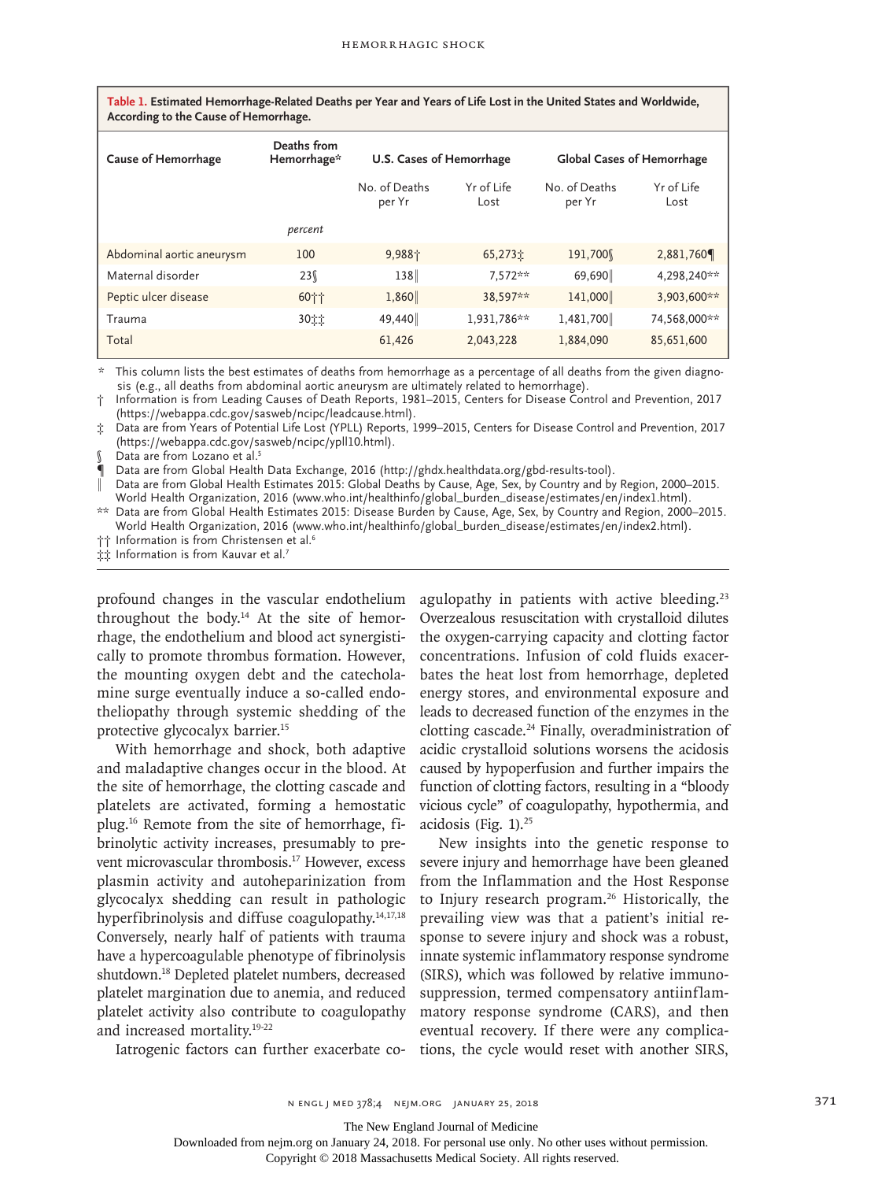**Table 1. Estimated Hemorrhage-Related Deaths per Year and Years of Life Lost in the United States and Worldwide, According to the Cause of Hemorrhage.**

| Cause of Hemorrhage | Deaths from Hemorrhage* | U.S. Cases of Hemorrhage | | Global Cases of Hemorrhage | |
|---|---|---|---|---|---|
| | | No. of Deaths per Yr | Yr of Life Lost | No. of Deaths per Yr | Yr of Life Lost |
| | *percent* | | | | |
| Abdominal aortic aneurysm | 100 | 9,988† | 65,273‡ | 191,700§ | 2,881,760¶ |
| Maternal disorder | 23§ | 138‖ | 7,572** | 69,690‖ | 4,298,240** |
| Peptic ulcer disease | 60†† | 1,860‖ | 38,597** | 141,000‖ | 3,903,600** |
| Trauma | 30‡‡ | 49,440‖ | 1,931,786** | 1,481,700‖ | 74,568,000** |
| Total | | 61,426 | 2,043,228 | 1,884,090 | 85,651,600 |

\* This column lists the best estimates of deaths from hemorrhage as a percentage of all deaths from the given diagnosis (e.g., all deaths from abdominal aortic aneurysm are ultimately related to hemorrhage).

† Information is from Leading Causes of Death Reports, 1981–2015, Centers for Disease Control and Prevention, 2017 (https://webappa.cdc.gov/sasweb/ncipc/leadcause.html).

‡ Data are from Years of Potential Life Lost (YPLL) Reports, 1999–2015, Centers for Disease Control and Prevention, 2017 (https://webappa.cdc.gov/sasweb/ncipc/ypll10.html).

§ Data are from Lozano et al.[5]

¶ Data are from Global Health Data Exchange, 2016 (http://ghdx.healthdata.org/gbd-results-tool).

‖ Data are from Global Health Estimates 2015: Global Deaths by Cause, Age, Sex, by Country and by Region, 2000–2015. World Health Organization, 2016 (www.who.int/healthinfo/global_burden_disease/estimates/en/index1.html).

** Data are from Global Health Estimates 2015: Disease Burden by Cause, Age, Sex, by Country and Region, 2000–2015. World Health Organization, 2016 (www.who.int/healthinfo/global_burden_disease/estimates/en/index2.html).

†† Information is from Christensen et al.[6]

‡‡ Information is from Kauvar et al.[7]

profound changes in the vascular endothelium throughout the body.[14] At the site of hemorrhage, the endothelium and blood act synergistically to promote thrombus formation. However, the mounting oxygen debt and the catecholamine surge eventually induce a so-called endotheliopathy through systemic shedding of the protective glycocalyx barrier.[15]

With hemorrhage and shock, both adaptive and maladaptive changes occur in the blood. At the site of hemorrhage, the clotting cascade and platelets are activated, forming a hemostatic plug.[16] Remote from the site of hemorrhage, fibrinolytic activity increases, presumably to prevent microvascular thrombosis.[17] However, excess plasmin activity and autoheparinization from glycocalyx shedding can result in pathologic hyperfibrinolysis and diffuse coagulopathy.[14,17,18] Conversely, nearly half of patients with trauma have a hypercoagulable phenotype of fibrinolysis shutdown.[18] Depleted platelet numbers, decreased platelet margination due to anemia, and reduced platelet activity also contribute to coagulopathy and increased mortality.[19-22]

Iatrogenic factors can further exacerbate coagulopathy in patients with active bleeding.[23] Overzealous resuscitation with crystalloid dilutes the oxygen-carrying capacity and clotting factor concentrations. Infusion of cold fluids exacerbates the heat lost from hemorrhage, depleted energy stores, and environmental exposure and leads to decreased function of the enzymes in the clotting cascade.[24] Finally, overadministration of acidic crystalloid solutions worsens the acidosis caused by hypoperfusion and further impairs the function of clotting factors, resulting in a "bloody vicious cycle" of coagulopathy, hypothermia, and acidosis (Fig. 1).[25]

New insights into the genetic response to severe injury and hemorrhage have been gleaned from the Inflammation and the Host Response to Injury research program.[26] Historically, the prevailing view was that a patient's initial response to severe injury and shock was a robust, innate systemic inflammatory response syndrome (SIRS), which was followed by relative immunosuppression, termed compensatory antiinflammatory response syndrome (CARS), and then eventual recovery. If there were any complications, the cycle would reset with another SIRS,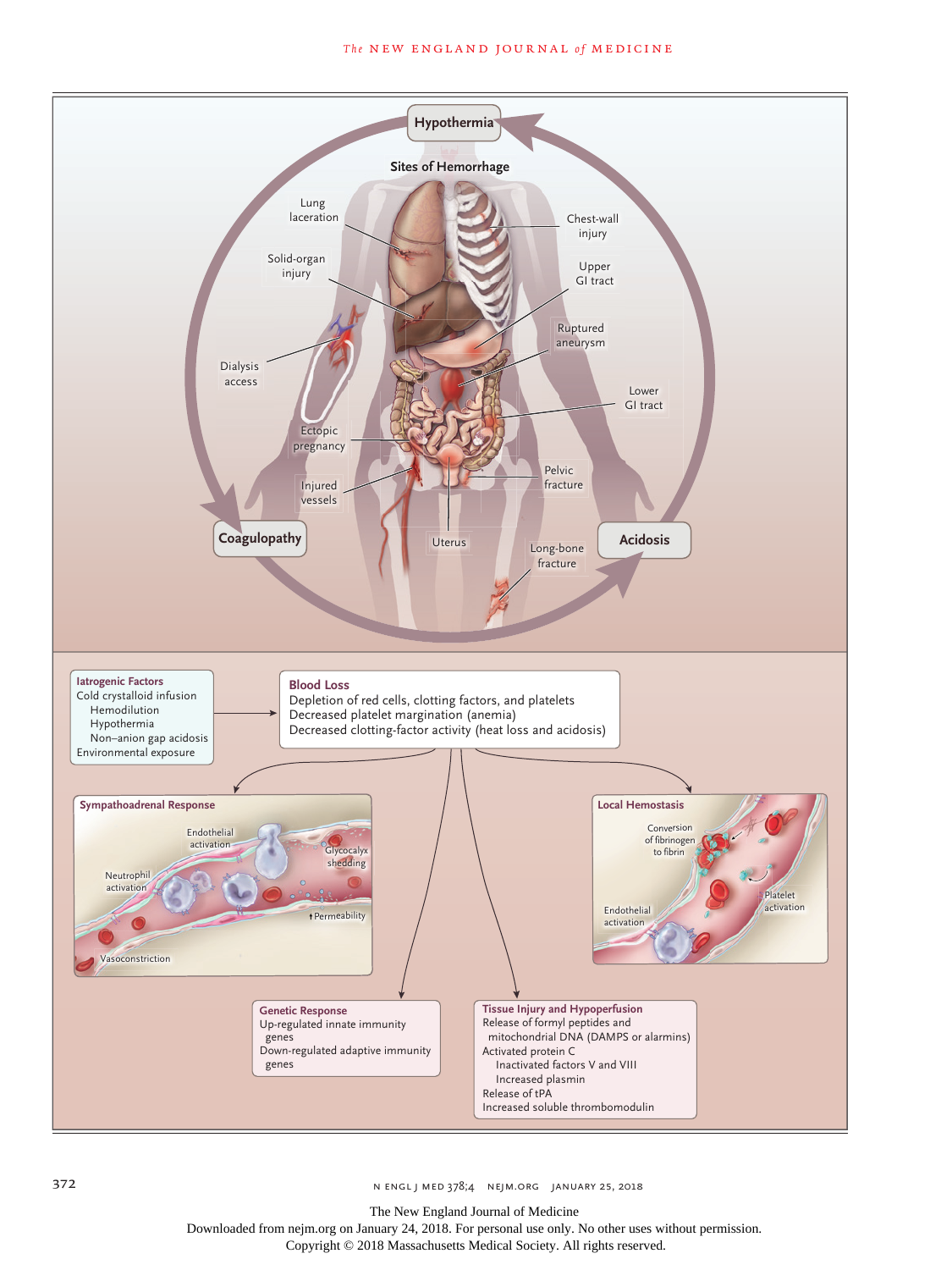Hypothermia

Sites of Hemorrhage

Lung laceration

Chest-wall injury

Solid-organ injury

Upper GI tract

Ruptured aneurysm

Dialysis access

Lower GI tract

Ectopic pregnancy

Pelvic fracture

Injured vessels

Coagulopathy

Uterus

Long-bone fracture

Acidosis

**Iatrogenic Factors**
Cold crystalloid infusion
- Hemodilution
- Hypothermia
- Non–anion gap acidosis

Environmental exposure

**Blood Loss**
Depletion of red cells, clotting factors, and platelets
Decreased platelet margination (anemia)
Decreased clotting-factor activity (heat loss and acidosis)

**Sympathoadrenal Response**
Endothelial activation
Glycocalyx shedding
Neutrophil activation
↑Permeability
Vasoconstriction

**Local Hemostasis**
Conversion of fibrinogen to fibrin
Platelet activation
Endothelial activation

**Genetic Response**
Up-regulated innate immunity genes
Down-regulated adaptive immunity genes

**Tissue Injury and Hypoperfusion**
Release of formyl peptides and mitochondrial DNA (DAMPS or alarmins)
Activated protein C
- Inactivated factors V and VIII
- Increased plasmin

Release of tPA
Increased soluble thrombomodulin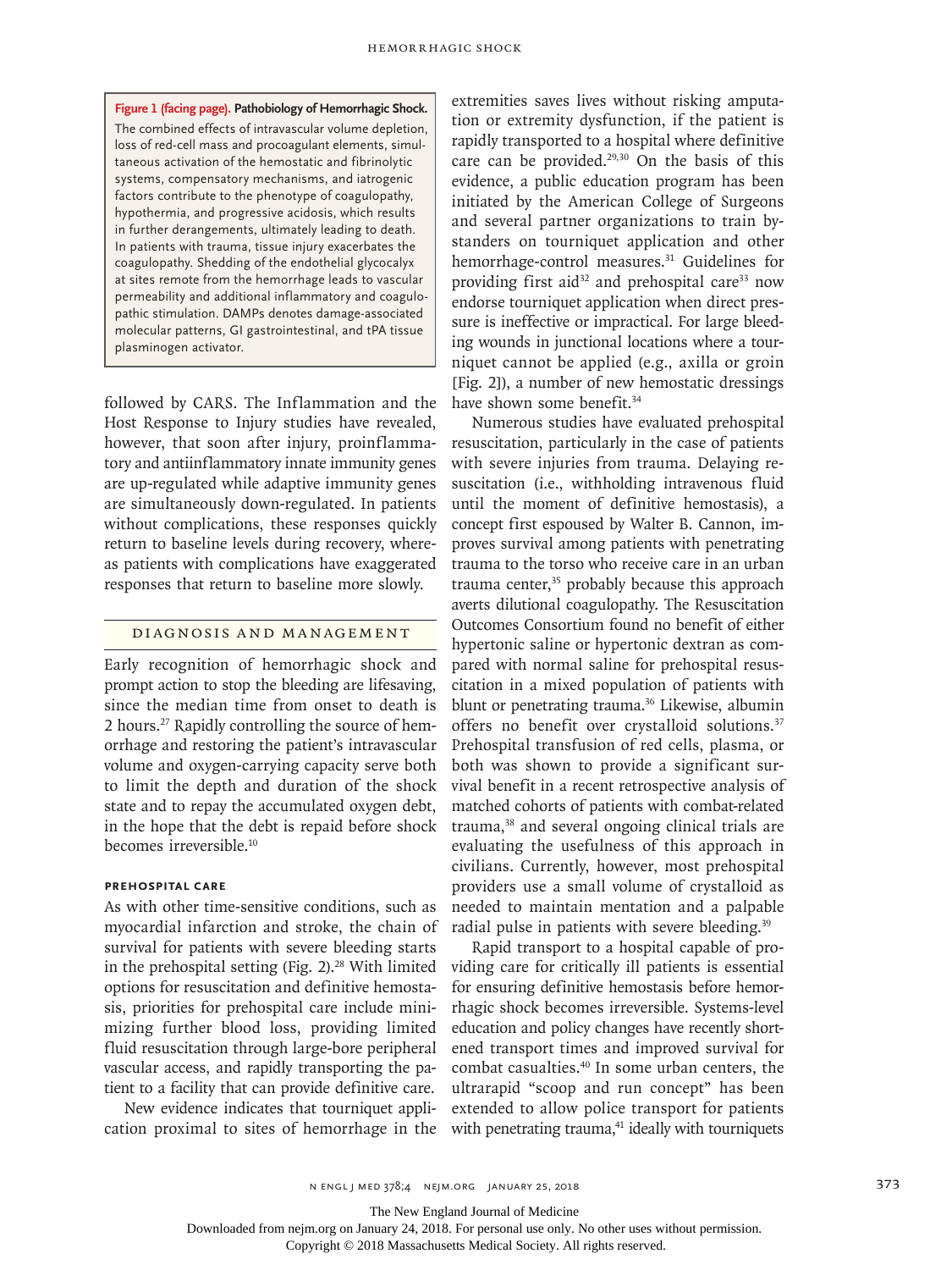**Figure 1 (facing page). Pathobiology of Hemorrhagic Shock.**
The combined effects of intravascular volume depletion, loss of red-cell mass and procoagulant elements, simultaneous activation of the hemostatic and fibrinolytic systems, compensatory mechanisms, and iatrogenic factors contribute to the phenotype of coagulopathy, hypothermia, and progressive acidosis, which results in further derangements, ultimately leading to death. In patients with trauma, tissue injury exacerbates the coagulopathy. Shedding of the endothelial glycocalyx at sites remote from the hemorrhage leads to vascular permeability and additional inflammatory and coagulopathic stimulation. DAMPs denotes damage-associated molecular patterns, GI gastrointestinal, and tPA tissue plasminogen activator.

followed by CARS. The Inflammation and the Host Response to Injury studies have revealed, however, that soon after injury, proinflammatory and antiinflammatory innate immunity genes are up-regulated while adaptive immunity genes are simultaneously down-regulated. In patients without complications, these responses quickly return to baseline levels during recovery, whereas patients with complications have exaggerated responses that return to baseline more slowly.

## DIAGNOSIS AND MANAGEMENT

Early recognition of hemorrhagic shock and prompt action to stop the bleeding are lifesaving, since the median time from onset to death is 2 hours.[27] Rapidly controlling the source of hemorrhage and restoring the patient's intravascular volume and oxygen-carrying capacity serve both to limit the depth and duration of the shock state and to repay the accumulated oxygen debt, in the hope that the debt is repaid before shock becomes irreversible.[10]

### PREHOSPITAL CARE

As with other time-sensitive conditions, such as myocardial infarction and stroke, the chain of survival for patients with severe bleeding starts in the prehospital setting (Fig. 2).[28] With limited options for resuscitation and definitive hemostasis, priorities for prehospital care include minimizing further blood loss, providing limited fluid resuscitation through large-bore peripheral vascular access, and rapidly transporting the patient to a facility that can provide definitive care.

New evidence indicates that tourniquet application proximal to sites of hemorrhage in the extremities saves lives without risking amputation or extremity dysfunction, if the patient is rapidly transported to a hospital where definitive care can be provided.[29,30] On the basis of this evidence, a public education program has been initiated by the American College of Surgeons and several partner organizations to train bystanders on tourniquet application and other hemorrhage-control measures.[31] Guidelines for providing first aid[32] and prehospital care[33] now endorse tourniquet application when direct pressure is ineffective or impractical. For large bleeding wounds in junctional locations where a tourniquet cannot be applied (e.g., axilla or groin [Fig. 2]), a number of new hemostatic dressings have shown some benefit.[34]

Numerous studies have evaluated prehospital resuscitation, particularly in the case of patients with severe injuries from trauma. Delaying resuscitation (i.e., withholding intravenous fluid until the moment of definitive hemostasis), a concept first espoused by Walter B. Cannon, improves survival among patients with penetrating trauma to the torso who receive care in an urban trauma center,[35] probably because this approach averts dilutional coagulopathy. The Resuscitation Outcomes Consortium found no benefit of either hypertonic saline or hypertonic dextran as compared with normal saline for prehospital resuscitation in a mixed population of patients with blunt or penetrating trauma.[36] Likewise, albumin offers no benefit over crystalloid solutions.[37] Prehospital transfusion of red cells, plasma, or both was shown to provide a significant survival benefit in a recent retrospective analysis of matched cohorts of patients with combat-related trauma,[38] and several ongoing clinical trials are evaluating the usefulness of this approach in civilians. Currently, however, most prehospital providers use a small volume of crystalloid as needed to maintain mentation and a palpable radial pulse in patients with severe bleeding.[39]

Rapid transport to a hospital capable of providing care for critically ill patients is essential for ensuring definitive hemostasis before hemorrhagic shock becomes irreversible. Systems-level education and policy changes have recently shortened transport times and improved survival for combat casualties.[40] In some urban centers, the ultrarapid "scoop and run concept" has been extended to allow police transport for patients with penetrating trauma,[41] ideally with tourniquets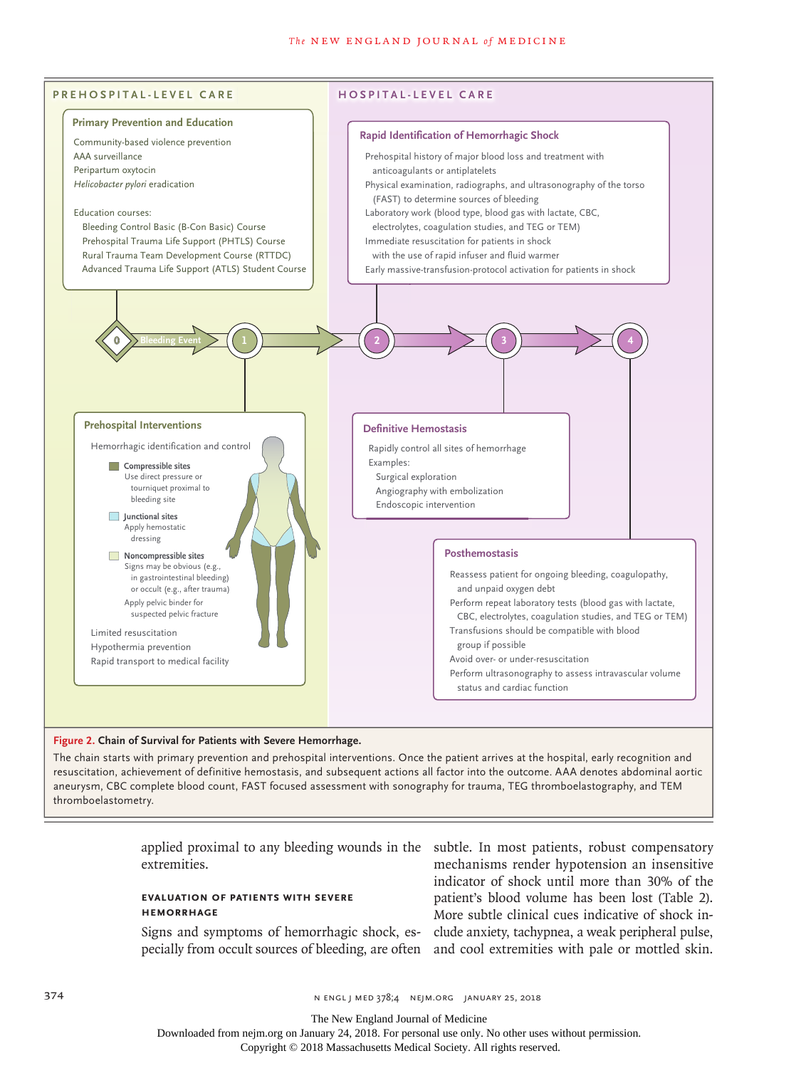## PREHOSPITAL-LEVEL CARE

### Primary Prevention and Education

Community-based violence prevention
AAA surveillance
Peripartum oxytocin
*Helicobacter pylori* eradication

Education courses:
- Bleeding Control Basic (B-Con Basic) Course
- Prehospital Trauma Life Support (PHTLS) Course
- Rural Trauma Team Development Course (RTTDC)
- Advanced Trauma Life Support (ATLS) Student Course

0 Bleeding Event → 1 → 2 → 3 → 4

### Prehospital Interventions

Hemorrhagic identification and control

- **Compressible sites**
  Use direct pressure or tourniquet proximal to bleeding site
- **Junctional sites**
  Apply hemostatic dressing
- **Noncompressible sites**
  Signs may be obvious (e.g., in gastrointestinal bleeding) or occult (e.g., after trauma)
  Apply pelvic binder for suspected pelvic fracture

Limited resuscitation
Hypothermia prevention
Rapid transport to medical facility

## HOSPITAL-LEVEL CARE

### Rapid Identification of Hemorrhagic Shock

Prehospital history of major blood loss and treatment with anticoagulants or antiplatelets
Physical examination, radiographs, and ultrasonography of the torso (FAST) to determine sources of bleeding
Laboratory work (blood type, blood gas with lactate, CBC, electrolytes, coagulation studies, and TEG or TEM)
Immediate resuscitation for patients in shock with the use of rapid infuser and fluid warmer
Early massive-transfusion-protocol activation for patients in shock

### Definitive Hemostasis

Rapidly control all sites of hemorrhage
Examples:
- Surgical exploration
- Angiography with embolization
- Endoscopic intervention

### Posthemostasis

Reassess patient for ongoing bleeding, coagulopathy, and unpaid oxygen debt
Perform repeat laboratory tests (blood gas with lactate, CBC, electrolytes, coagulation studies, and TEG or TEM)
Transfusions should be compatible with blood group if possible
Avoid over- or under-resuscitation
Perform ultrasonography to assess intravascular volume status and cardiac function

**Figure 2. Chain of Survival for Patients with Severe Hemorrhage.**

The chain starts with primary prevention and prehospital interventions. Once the patient arrives at the hospital, early recognition and resuscitation, achievement of definitive hemostasis, and subsequent actions all factor into the outcome. AAA denotes abdominal aortic aneurysm, CBC complete blood count, FAST focused assessment with sonography for trauma, TEG thromboelastography, and TEM thromboelastometry.

applied proximal to any bleeding wounds in the extremities.

### EVALUATION OF PATIENTS WITH SEVERE HEMORRHAGE

Signs and symptoms of hemorrhagic shock, especially from occult sources of bleeding, are often subtle. In most patients, robust compensatory mechanisms render hypotension an insensitive indicator of shock until more than 30% of the patient's blood volume has been lost (Table 2). More subtle clinical cues indicative of shock include anxiety, tachypnea, a weak peripheral pulse, and cool extremities with pale or mottled skin.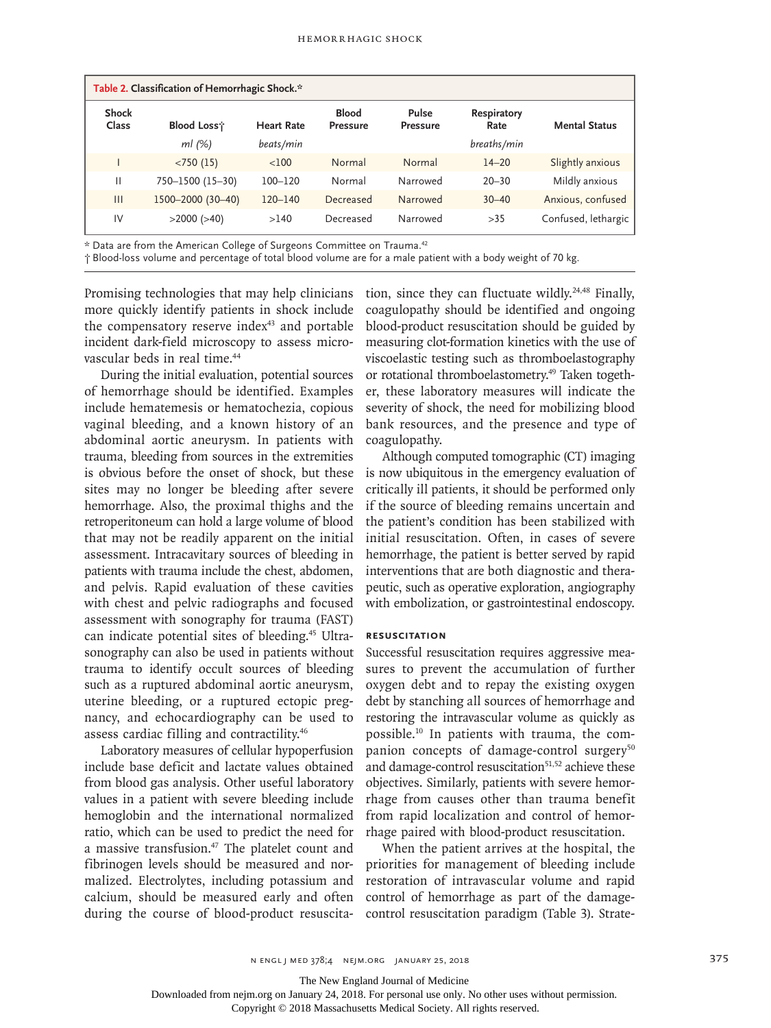**Table 2. Classification of Hemorrhagic Shock.***

| Shock Class | Blood Loss† | Heart Rate | Blood Pressure | Pulse Pressure | Respiratory Rate | Mental Status |
|---|---|---|---|---|---|---|
| | *ml (%)* | *beats/min* | | | *breaths/min* | |
| I | <750 (15) | <100 | Normal | Normal | 14–20 | Slightly anxious |
| II | 750–1500 (15–30) | 100–120 | Normal | Narrowed | 20–30 | Mildly anxious |
| III | 1500–2000 (30–40) | 120–140 | Decreased | Narrowed | 30–40 | Anxious, confused |
| IV | >2000 (>40) | >140 | Decreased | Narrowed | >35 | Confused, lethargic |

\* Data are from the American College of Surgeons Committee on Trauma.[42]

† Blood-loss volume and percentage of total blood volume are for a male patient with a body weight of 70 kg.

Promising technologies that may help clinicians more quickly identify patients in shock include the compensatory reserve index[43] and portable incident dark-field microscopy to assess microvascular beds in real time.[44]

During the initial evaluation, potential sources of hemorrhage should be identified. Examples include hematemesis or hematochezia, copious vaginal bleeding, and a known history of an abdominal aortic aneurysm. In patients with trauma, bleeding from sources in the extremities is obvious before the onset of shock, but these sites may no longer be bleeding after severe hemorrhage. Also, the proximal thighs and the retroperitoneum can hold a large volume of blood that may not be readily apparent on the initial assessment. Intracavitary sources of bleeding in patients with trauma include the chest, abdomen, and pelvis. Rapid evaluation of these cavities with chest and pelvic radiographs and focused assessment with sonography for trauma (FAST) can indicate potential sites of bleeding.[45] Ultrasonography can also be used in patients without trauma to identify occult sources of bleeding such as a ruptured abdominal aortic aneurysm, uterine bleeding, or a ruptured ectopic pregnancy, and echocardiography can be used to assess cardiac filling and contractility.[46]

Laboratory measures of cellular hypoperfusion include base deficit and lactate values obtained from blood gas analysis. Other useful laboratory values in a patient with severe bleeding include hemoglobin and the international normalized ratio, which can be used to predict the need for a massive transfusion.[47] The platelet count and fibrinogen levels should be measured and normalized. Electrolytes, including potassium and calcium, should be measured early and often during the course of blood-product resuscitation, since they can fluctuate wildly.[24,48] Finally, coagulopathy should be identified and ongoing blood-product resuscitation should be guided by measuring clot-formation kinetics with the use of viscoelastic testing such as thromboelastography or rotational thromboelastometry.[49] Taken together, these laboratory measures will indicate the severity of shock, the need for mobilizing blood bank resources, and the presence and type of coagulopathy.

Although computed tomographic (CT) imaging is now ubiquitous in the emergency evaluation of critically ill patients, it should be performed only if the source of bleeding remains uncertain and the patient's condition has been stabilized with initial resuscitation. Often, in cases of severe hemorrhage, the patient is better served by rapid interventions that are both diagnostic and therapeutic, such as operative exploration, angiography with embolization, or gastrointestinal endoscopy.

### Resuscitation

Successful resuscitation requires aggressive measures to prevent the accumulation of further oxygen debt and to repay the existing oxygen debt by stanching all sources of hemorrhage and restoring the intravascular volume as quickly as possible.[10] In patients with trauma, the companion concepts of damage-control surgery[50] and damage-control resuscitation[51,52] achieve these objectives. Similarly, patients with severe hemorrhage from causes other than trauma benefit from rapid localization and control of hemorrhage paired with blood-product resuscitation.

When the patient arrives at the hospital, the priorities for management of bleeding include restoration of intravascular volume and rapid control of hemorrhage as part of the damage-control resuscitation paradigm (Table 3). Strate-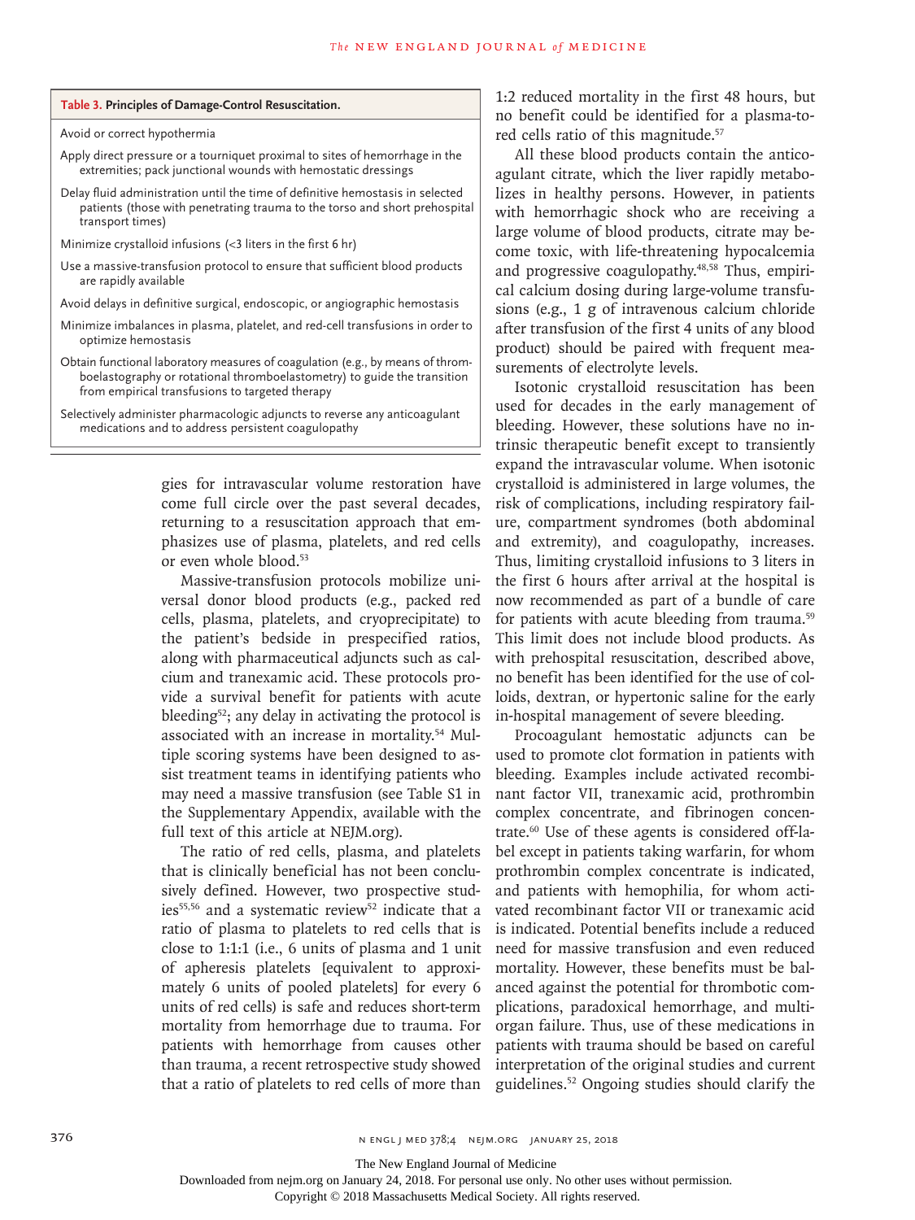**Table 3. Principles of Damage-Control Resuscitation.**

| Principles of Damage-Control Resuscitation |
| --- |
| Avoid or correct hypothermia |
| Apply direct pressure or a tourniquet proximal to sites of hemorrhage in the extremities; pack junctional wounds with hemostatic dressings |
| Delay fluid administration until the time of definitive hemostasis in selected patients (those with penetrating trauma to the torso and short prehospital transport times) |
| Minimize crystalloid infusions (<3 liters in the first 6 hr) |
| Use a massive-transfusion protocol to ensure that sufficient blood products are rapidly available |
| Avoid delays in definitive surgical, endoscopic, or angiographic hemostasis |
| Minimize imbalances in plasma, platelet, and red-cell transfusions in order to optimize hemostasis |
| Obtain functional laboratory measures of coagulation (e.g., by means of thromboelastography or rotational thromboelastometry) to guide the transition from empirical transfusions to targeted therapy |
| Selectively administer pharmacologic adjuncts to reverse any anticoagulant medications and to address persistent coagulopathy |

gies for intravascular volume restoration have come full circle over the past several decades, returning to a resuscitation approach that emphasizes use of plasma, platelets, and red cells or even whole blood.[53]

Massive-transfusion protocols mobilize universal donor blood products (e.g., packed red cells, plasma, platelets, and cryoprecipitate) to the patient's bedside in prespecified ratios, along with pharmaceutical adjuncts such as calcium and tranexamic acid. These protocols provide a survival benefit for patients with acute bleeding[52]; any delay in activating the protocol is associated with an increase in mortality.[54] Multiple scoring systems have been designed to assist treatment teams in identifying patients who may need a massive transfusion (see Table S1 in the Supplementary Appendix, available with the full text of this article at NEJM.org).

The ratio of red cells, plasma, and platelets that is clinically beneficial has not been conclusively defined. However, two prospective studies[55,56] and a systematic review[52] indicate that a ratio of plasma to platelets to red cells that is close to 1:1:1 (i.e., 6 units of plasma and 1 unit of apheresis platelets [equivalent to approximately 6 units of pooled platelets] for every 6 units of red cells) is safe and reduces short-term mortality from hemorrhage due to trauma. For patients with hemorrhage from causes other than trauma, a recent retrospective study showed that a ratio of platelets to red cells of more than 1:2 reduced mortality in the first 48 hours, but no benefit could be identified for a plasma-to-red cells ratio of this magnitude.[57]

All these blood products contain the anticoagulant citrate, which the liver rapidly metabolizes in healthy persons. However, in patients with hemorrhagic shock who are receiving a large volume of blood products, citrate may become toxic, with life-threatening hypocalcemia and progressive coagulopathy.[48,58] Thus, empirical calcium dosing during large-volume transfusions (e.g., 1 g of intravenous calcium chloride after transfusion of the first 4 units of any blood product) should be paired with frequent measurements of electrolyte levels.

Isotonic crystalloid resuscitation has been used for decades in the early management of bleeding. However, these solutions have no intrinsic therapeutic benefit except to transiently expand the intravascular volume. When isotonic crystalloid is administered in large volumes, the risk of complications, including respiratory failure, compartment syndromes (both abdominal and extremity), and coagulopathy, increases. Thus, limiting crystalloid infusions to 3 liters in the first 6 hours after arrival at the hospital is now recommended as part of a bundle of care for patients with acute bleeding from trauma.[59] This limit does not include blood products. As with prehospital resuscitation, described above, no benefit has been identified for the use of colloids, dextran, or hypertonic saline for the early in-hospital management of severe bleeding.

Procoagulant hemostatic adjuncts can be used to promote clot formation in patients with bleeding. Examples include activated recombinant factor VII, tranexamic acid, prothrombin complex concentrate, and fibrinogen concentrate.[60] Use of these agents is considered off-label except in patients taking warfarin, for whom prothrombin complex concentrate is indicated, and patients with hemophilia, for whom activated recombinant factor VII or tranexamic acid is indicated. Potential benefits include a reduced need for massive transfusion and even reduced mortality. However, these benefits must be balanced against the potential for thrombotic complications, paradoxical hemorrhage, and multiorgan failure. Thus, use of these medications in patients with trauma should be based on careful interpretation of the original studies and current guidelines.[52] Ongoing studies should clarify the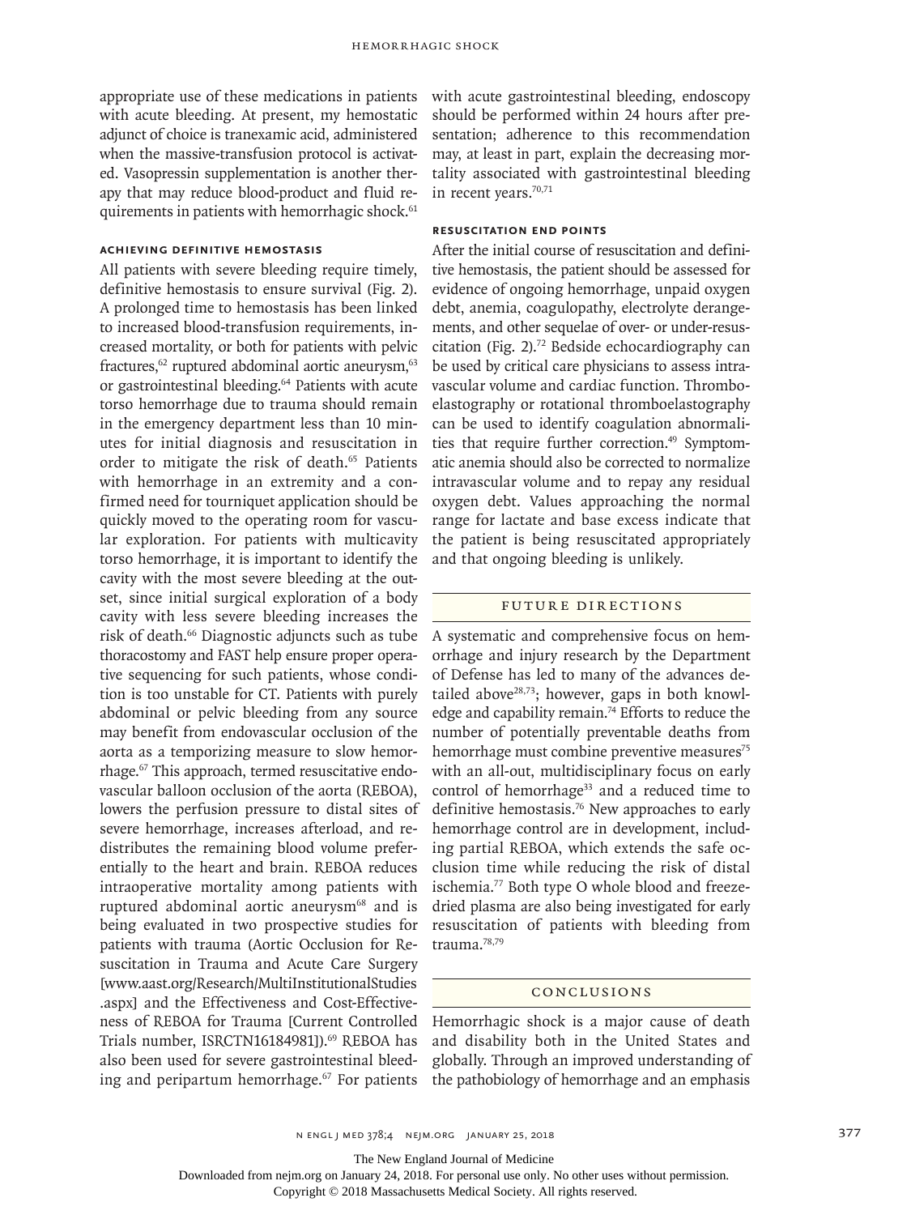appropriate use of these medications in patients with acute bleeding. At present, my hemostatic adjunct of choice is tranexamic acid, administered when the massive-transfusion protocol is activated. Vasopressin supplementation is another therapy that may reduce blood-product and fluid requirements in patients with hemorrhagic shock.[61]

### Achieving Definitive Hemostasis

All patients with severe bleeding require timely, definitive hemostasis to ensure survival (Fig. 2). A prolonged time to hemostasis has been linked to increased blood-transfusion requirements, increased mortality, or both for patients with pelvic fractures,[62] ruptured abdominal aortic aneurysm,[63] or gastrointestinal bleeding.[64] Patients with acute torso hemorrhage due to trauma should remain in the emergency department less than 10 minutes for initial diagnosis and resuscitation in order to mitigate the risk of death.[65] Patients with hemorrhage in an extremity and a confirmed need for tourniquet application should be quickly moved to the operating room for vascular exploration. For patients with multicavity torso hemorrhage, it is important to identify the cavity with the most severe bleeding at the outset, since initial surgical exploration of a body cavity with less severe bleeding increases the risk of death.[66] Diagnostic adjuncts such as tube thoracostomy and FAST help ensure proper operative sequencing for such patients, whose condition is too unstable for CT. Patients with purely abdominal or pelvic bleeding from any source may benefit from endovascular occlusion of the aorta as a temporizing measure to slow hemorrhage.[67] This approach, termed resuscitative endovascular balloon occlusion of the aorta (REBOA), lowers the perfusion pressure to distal sites of severe hemorrhage, increases afterload, and redistributes the remaining blood volume preferentially to the heart and brain. REBOA reduces intraoperative mortality among patients with ruptured abdominal aortic aneurysm[68] and is being evaluated in two prospective studies for patients with trauma (Aortic Occlusion for Resuscitation in Trauma and Acute Care Surgery [www.aast.org/Research/MultiInstitutionalStudies.aspx] and the Effectiveness and Cost-Effectiveness of REBOA for Trauma [Current Controlled Trials number, ISRCTN16184981]).[69] REBOA has also been used for severe gastrointestinal bleeding and peripartum hemorrhage.[67] For patients with acute gastrointestinal bleeding, endoscopy should be performed within 24 hours after presentation; adherence to this recommendation may, at least in part, explain the decreasing mortality associated with gastrointestinal bleeding in recent years.[70,71]

### Resuscitation End Points

After the initial course of resuscitation and definitive hemostasis, the patient should be assessed for evidence of ongoing hemorrhage, unpaid oxygen debt, anemia, coagulopathy, electrolyte derangements, and other sequelae of over- or under-resuscitation (Fig. 2).[72] Bedside echocardiography can be used by critical care physicians to assess intravascular volume and cardiac function. Thromboelastography or rotational thromboelastography can be used to identify coagulation abnormalities that require further correction.[49] Symptomatic anemia should also be corrected to normalize intravascular volume and to repay any residual oxygen debt. Values approaching the normal range for lactate and base excess indicate that the patient is being resuscitated appropriately and that ongoing bleeding is unlikely.

## Future Directions

A systematic and comprehensive focus on hemorrhage and injury research by the Department of Defense has led to many of the advances detailed above[28,73]; however, gaps in both knowledge and capability remain.[74] Efforts to reduce the number of potentially preventable deaths from hemorrhage must combine preventive measures[75] with an all-out, multidisciplinary focus on early control of hemorrhage[33] and a reduced time to definitive hemostasis.[76] New approaches to early hemorrhage control are in development, including partial REBOA, which extends the safe occlusion time while reducing the risk of distal ischemia.[77] Both type O whole blood and freeze-dried plasma are also being investigated for early resuscitation of patients with bleeding from trauma.[78,79]

## Conclusions

Hemorrhagic shock is a major cause of death and disability both in the United States and globally. Through an improved understanding of the pathobiology of hemorrhage and an emphasis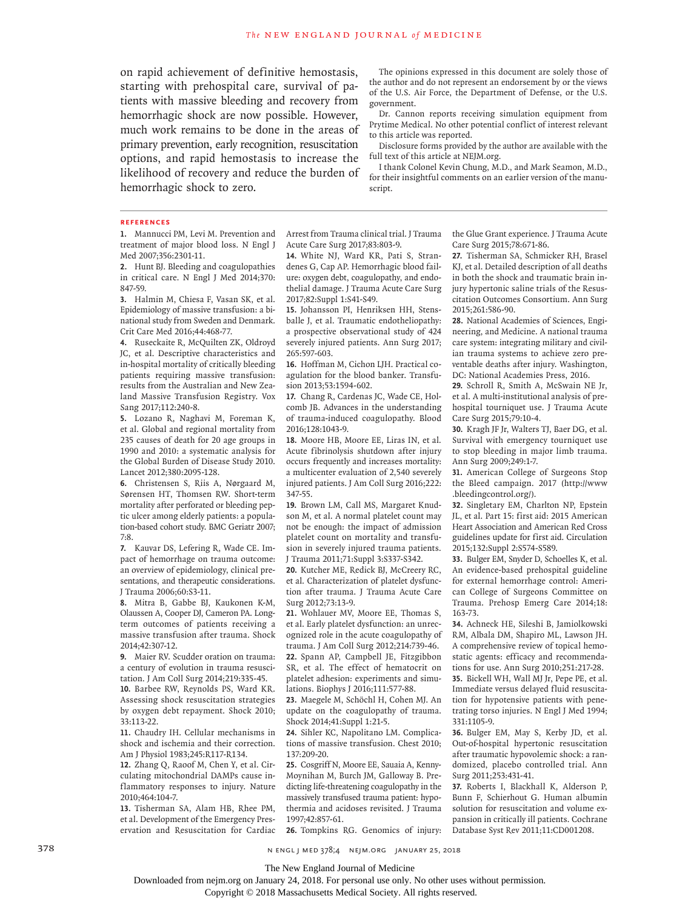on rapid achievement of definitive hemostasis, starting with prehospital care, survival of patients with massive bleeding and recovery from hemorrhagic shock are now possible. However, much work remains to be done in the areas of primary prevention, early recognition, resuscitation options, and rapid hemostasis to increase the likelihood of recovery and reduce the burden of hemorrhagic shock to zero.

The opinions expressed in this document are solely those of the author and do not represent an endorsement by or the views of the U.S. Air Force, the Department of Defense, or the U.S. government.

Dr. Cannon reports receiving simulation equipment from Prytime Medical. No other potential conflict of interest relevant to this article was reported.

Disclosure forms provided by the author are available with the full text of this article at NEJM.org.

I thank Colonel Kevin Chung, M.D., and Mark Seamon, M.D., for their insightful comments on an earlier version of the manuscript.

## References

1. Mannucci PM, Levi M. Prevention and treatment of major blood loss. N Engl J Med 2007;356:2301-11.
2. Hunt BJ. Bleeding and coagulopathies in critical care. N Engl J Med 2014;370:847-59.
3. Halmin M, Chiesa F, Vasan SK, et al. Epidemiology of massive transfusion: a binational study from Sweden and Denmark. Crit Care Med 2016;44:468-77.
4. Ruseckaite R, McQuilten ZK, Oldroyd JC, et al. Descriptive characteristics and in-hospital mortality of critically bleeding patients requiring massive transfusion: results from the Australian and New Zealand Massive Transfusion Registry. Vox Sang 2017;112:240-8.
5. Lozano R, Naghavi M, Foreman K, et al. Global and regional mortality from 235 causes of death for 20 age groups in 1990 and 2010: a systematic analysis for the Global Burden of Disease Study 2010. Lancet 2012;380:2095-128.
6. Christensen S, Riis A, Nørgaard M, Sørensen HT, Thomsen RW. Short-term mortality after perforated or bleeding peptic ulcer among elderly patients: a population-based cohort study. BMC Geriatr 2007;7:8.
7. Kauvar DS, Lefering R, Wade CE. Impact of hemorrhage on trauma outcome: an overview of epidemiology, clinical presentations, and therapeutic considerations. J Trauma 2006;60:S3-11.
8. Mitra B, Gabbe BJ, Kaukonen K-M, Olaussen A, Cooper DJ, Cameron PA. Long-term outcomes of patients receiving a massive transfusion after trauma. Shock 2014;42:307-12.
9. Maier RV. Scudder oration on trauma: a century of evolution in trauma resuscitation. J Am Coll Surg 2014;219:335-45.
10. Barbee RW, Reynolds PS, Ward KR. Assessing shock resuscitation strategies by oxygen debt repayment. Shock 2010;33:113-22.
11. Chaudry IH. Cellular mechanisms in shock and ischemia and their correction. Am J Physiol 1983;245:R117-R134.
12. Zhang Q, Raoof M, Chen Y, et al. Circulating mitochondrial DAMPs cause inflammatory responses to injury. Nature 2010;464:104-7.
13. Tisherman SA, Alam HB, Rhee PM, et al. Development of the Emergency Preservation and Resuscitation for Cardiac Arrest from Trauma clinical trial. J Trauma Acute Care Surg 2017;83:803-9.
14. White NJ, Ward KR, Pati S, Strandenes G, Cap AP. Hemorrhagic blood failure: oxygen debt, coagulopathy, and endothelial damage. J Trauma Acute Care Surg 2017;82:Suppl 1:S41-S49.
15. Johansson PI, Henriksen HH, Stensballe J, et al. Traumatic endotheliopathy: a prospective observational study of 424 severely injured patients. Ann Surg 2017;265:597-603.
16. Hoffman M, Cichon LJH. Practical coagulation for the blood banker. Transfusion 2013;53:1594-602.
17. Chang R, Cardenas JC, Wade CE, Holcomb JB. Advances in the understanding of trauma-induced coagulopathy. Blood 2016;128:1043-9.
18. Moore HB, Moore EE, Liras IN, et al. Acute fibrinolysis shutdown after injury occurs frequently and increases mortality: a multicenter evaluation of 2,540 severely injured patients. J Am Coll Surg 2016;222:347-55.
19. Brown LM, Call MS, Margaret Knudson M, et al. A normal platelet count may not be enough: the impact of admission platelet count on mortality and transfusion in severely injured trauma patients. J Trauma 2011;71:Suppl 3:S337-S342.
20. Kutcher ME, Redick BJ, McCreery RC, et al. Characterization of platelet dysfunction after trauma. J Trauma Acute Care Surg 2012;73:13-9.
21. Wohlauer MV, Moore EE, Thomas S, et al. Early platelet dysfunction: an unrecognized role in the acute coagulopathy of trauma. J Am Coll Surg 2012;214:739-46.
22. Spann AP, Campbell JE, Fitzgibbon SR, et al. The effect of hematocrit on platelet adhesion: experiments and simulations. Biophys J 2016;111:577-88.
23. Maegele M, Schöchl H, Cohen MJ. An update on the coagulopathy of trauma. Shock 2014;41:Suppl 1:21-5.
24. Sihler KC, Napolitano LM. Complications of massive transfusion. Chest 2010;137:209-20.
25. Cosgriff N, Moore EE, Sauaia A, Kenny-Moynihan M, Burch JM, Galloway B. Predicting life-threatening coagulopathy in the massively transfused trauma patient: hypothermia and acidoses revisited. J Trauma 1997;42:857-61.
26. Tompkins RG. Genomics of injury: the Glue Grant experience. J Trauma Acute Care Surg 2015;78:671-86.
27. Tisherman SA, Schmicker RH, Brasel KJ, et al. Detailed description of all deaths in both the shock and traumatic brain injury hypertonic saline trials of the Resuscitation Outcomes Consortium. Ann Surg 2015;261:586-90.
28. National Academies of Sciences, Engineering, and Medicine. A national trauma care system: integrating military and civilian trauma systems to achieve zero preventable deaths after injury. Washington, DC: National Academies Press, 2016.
29. Schroll R, Smith A, McSwain NE Jr, et al. A multi-institutional analysis of prehospital tourniquet use. J Trauma Acute Care Surg 2015;79:10-4.
30. Kragh JF Jr, Walters TJ, Baer DG, et al. Survival with emergency tourniquet use to stop bleeding in major limb trauma. Ann Surg 2009;249:1-7.
31. American College of Surgeons Stop the Bleed campaign. 2017 (http://www.bleedingcontrol.org/).
32. Singletary EM, Charlton NP, Epstein JL, et al. Part 15: first aid: 2015 American Heart Association and American Red Cross guidelines update for first aid. Circulation 2015;132:Suppl 2:S574-S589.
33. Bulger EM, Snyder D, Schoelles K, et al. An evidence-based prehospital guideline for external hemorrhage control: American College of Surgeons Committee on Trauma. Prehosp Emerg Care 2014;18:163-73.
34. Achneck HE, Sileshi B, Jamiolkowski RM, Albala DM, Shapiro ML, Lawson JH. A comprehensive review of topical hemostatic agents: efficacy and recommendations for use. Ann Surg 2010;251:217-28.
35. Bickell WH, Wall MJ Jr, Pepe PE, et al. Immediate versus delayed fluid resuscitation for hypotensive patients with penetrating torso injuries. N Engl J Med 1994;331:1105-9.
36. Bulger EM, May S, Kerby JD, et al. Out-of-hospital hypertonic resuscitation after traumatic hypovolemic shock: a randomized, placebo controlled trial. Ann Surg 2011;253:431-41.
37. Roberts I, Blackhall K, Alderson P, Bunn F, Schierhout G. Human albumin solution for resuscitation and volume expansion in critically ill patients. Cochrane Database Syst Rev 2011;11:CD001208.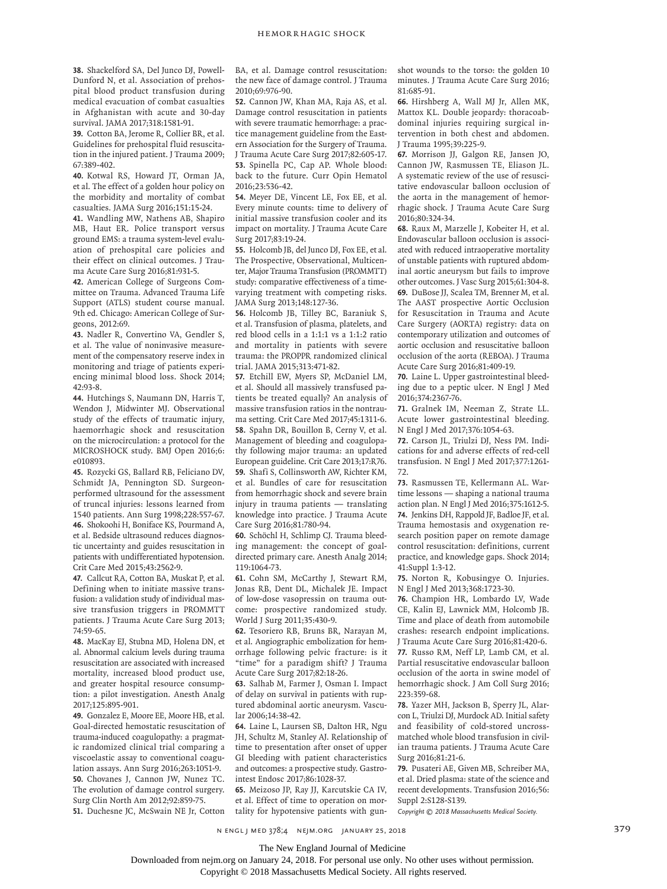**38.** Shackelford SA, Del Junco DJ, Powell-Dunford N, et al. Association of prehospital blood product transfusion during medical evacuation of combat casualties in Afghanistan with acute and 30-day survival. JAMA 2017;318:1581-91.

**39.** Cotton BA, Jerome R, Collier BR, et al. Guidelines for prehospital fluid resuscitation in the injured patient. J Trauma 2009; 67:389-402.

**40.** Kotwal RS, Howard JT, Orman JA, et al. The effect of a golden hour policy on the morbidity and mortality of combat casualties. JAMA Surg 2016;151:15-24.

**41.** Wandling MW, Nathens AB, Shapiro MB, Haut ER. Police transport versus ground EMS: a trauma system-level evaluation of prehospital care policies and their effect on clinical outcomes. J Trauma Acute Care Surg 2016;81:931-5.

**42.** American College of Surgeons Committee on Trauma. Advanced Trauma Life Support (ATLS) student course manual. 9th ed. Chicago: American College of Surgeons, 2012:69.

**43.** Nadler R, Convertino VA, Gendler S, et al. The value of noninvasive measurement of the compensatory reserve index in monitoring and triage of patients experiencing minimal blood loss. Shock 2014; 42:93-8.

**44.** Hutchings S, Naumann DN, Harris T, Wendon J, Midwinter MJ. Observational study of the effects of traumatic injury, haemorrhagic shock and resuscitation on the microcirculation: a protocol for the MICROSHOCK study. BMJ Open 2016;6: e010893.

**45.** Rozycki GS, Ballard RB, Feliciano DV, Schmidt JA, Pennington SD. Surgeon-performed ultrasound for the assessment of truncal injuries: lessons learned from 1540 patients. Ann Surg 1998;228:557-67.

**46.** Shokoohi H, Boniface KS, Pourmand A, et al. Bedside ultrasound reduces diagnostic uncertainty and guides resuscitation in patients with undifferentiated hypotension. Crit Care Med 2015;43:2562-9.

**47.** Callcut RA, Cotton BA, Muskat P, et al. Defining when to initiate massive transfusion: a validation study of individual massive transfusion triggers in PROMMTT patients. J Trauma Acute Care Surg 2013; 74:59-65.

**48.** MacKay EJ, Stubna MD, Holena DN, et al. Abnormal calcium levels during trauma resuscitation are associated with increased mortality, increased blood product use, and greater hospital resource consumption: a pilot investigation. Anesth Analg 2017;125:895-901.

**49.** Gonzalez E, Moore EE, Moore HB, et al. Goal-directed hemostatic resuscitation of trauma-induced coagulopathy: a pragmatic randomized clinical trial comparing a viscoelastic assay to conventional coagulation assays. Ann Surg 2016;263:1051-9.

**50.** Chovanes J, Cannon JW, Nunez TC. The evolution of damage control surgery. Surg Clin North Am 2012;92:859-75.

**51.** Duchesne JC, McSwain NE Jr, Cotton BA, et al. Damage control resuscitation: the new face of damage control. J Trauma 2010;69:976-90.

**52.** Cannon JW, Khan MA, Raja AS, et al. Damage control resuscitation in patients with severe traumatic hemorrhage: a practice management guideline from the Eastern Association for the Surgery of Trauma. J Trauma Acute Care Surg 2017;82:605-17.

**53.** Spinella PC, Cap AP. Whole blood: back to the future. Curr Opin Hematol 2016;23:536-42.

**54.** Meyer DE, Vincent LE, Fox EE, et al. Every minute counts: time to delivery of initial massive transfusion cooler and its impact on mortality. J Trauma Acute Care Surg 2017;83:19-24.

**55.** Holcomb JB, del Junco DJ, Fox EE, et al. The Prospective, Observational, Multicenter, Major Trauma Transfusion (PROMMTT) study: comparative effectiveness of a time-varying treatment with competing risks. JAMA Surg 2013;148:127-36.

**56.** Holcomb JB, Tilley BC, Baraniuk S, et al. Transfusion of plasma, platelets, and red blood cells in a 1:1:1 vs a 1:1:2 ratio and mortality in patients with severe trauma: the PROPPR randomized clinical trial. JAMA 2015;313:471-82.

**57.** Etchill EW, Myers SP, McDaniel LM, et al. Should all massively transfused patients be treated equally? An analysis of massive transfusion ratios in the nontrauma setting. Crit Care Med 2017;45:1311-6.

**58.** Spahn DR, Bouillon B, Cerny V, et al. Management of bleeding and coagulopathy following major trauma: an updated European guideline. Crit Care 2013;17:R76.

**59.** Shafi S, Collinsworth AW, Richter KM, et al. Bundles of care for resuscitation from hemorrhagic shock and severe brain injury in trauma patients — translating knowledge into practice. J Trauma Acute Care Surg 2016;81:780-94.

**60.** Schöchl H, Schlimp CJ. Trauma bleeding management: the concept of goal-directed primary care. Anesth Analg 2014; 119:1064-73.

**61.** Cohn SM, McCarthy J, Stewart RM, Jonas RB, Dent DL, Michalek JE. Impact of low-dose vasopressin on trauma outcome: prospective randomized study. World J Surg 2011;35:430-9.

**62.** Tesoriero RB, Bruns BR, Narayan M, et al. Angiographic embolization for hemorrhage following pelvic fracture: is it "time" for a paradigm shift? J Trauma Acute Care Surg 2017;82:18-26.

**63.** Salhab M, Farmer J, Osman I. Impact of delay on survival in patients with ruptured abdominal aortic aneurysm. Vascular 2006;14:38-42.

**64.** Laine L, Laursen SB, Dalton HR, Ngu JH, Schultz M, Stanley AJ. Relationship of time to presentation after onset of upper GI bleeding with patient characteristics and outcomes: a prospective study. Gastrointest Endosc 2017;86:1028-37.

**65.** Meizoso JP, Ray JJ, Karcutskie CA IV, et al. Effect of time to operation on mortality for hypotensive patients with gunshot wounds to the torso: the golden 10 minutes. J Trauma Acute Care Surg 2016; 81:685-91.

**66.** Hirshberg A, Wall MJ Jr, Allen MK, Mattox KL. Double jeopardy: thoracoabdominal injuries requiring surgical intervention in both chest and abdomen. J Trauma 1995;39:225-9.

**67.** Morrison JJ, Galgon RE, Jansen JO, Cannon JW, Rasmussen TE, Eliason JL. A systematic review of the use of resuscitative endovascular balloon occlusion of the aorta in the management of hemorrhagic shock. J Trauma Acute Care Surg 2016;80:324-34.

**68.** Raux M, Marzelle J, Kobeiter H, et al. Endovascular balloon occlusion is associated with reduced intraoperative mortality of unstable patients with ruptured abdominal aortic aneurysm but fails to improve other outcomes. J Vasc Surg 2015;61:304-8.

**69.** DuBose JJ, Scalea TM, Brenner M, et al. The AAST prospective Aortic Occlusion for Resuscitation in Trauma and Acute Care Surgery (AORTA) registry: data on contemporary utilization and outcomes of aortic occlusion and resuscitative balloon occlusion of the aorta (REBOA). J Trauma Acute Care Surg 2016;81:409-19.

**70.** Laine L. Upper gastrointestinal bleeding due to a peptic ulcer. N Engl J Med 2016;374:2367-76.

**71.** Gralnek IM, Neeman Z, Strate LL. Acute lower gastrointestinal bleeding. N Engl J Med 2017;376:1054-63.

**72.** Carson JL, Triulzi DJ, Ness PM. Indications for and adverse effects of red-cell transfusion. N Engl J Med 2017;377:1261-72.

**73.** Rasmussen TE, Kellermann AL. Wartime lessons — shaping a national trauma action plan. N Engl J Med 2016;375:1612-5.

**74.** Jenkins DH, Rappold JF, Badloe JF, et al. Trauma hemostasis and oxygenation research position paper on remote damage control resuscitation: definitions, current practice, and knowledge gaps. Shock 2014; 41:Suppl 1:3-12.

**75.** Norton R, Kobusingye O. Injuries. N Engl J Med 2013;368:1723-30.

**76.** Champion HR, Lombardo LV, Wade CE, Kalin EJ, Lawnick MM, Holcomb JB. Time and place of death from automobile crashes: research endpoint implications. J Trauma Acute Care Surg 2016;81:420-6.

**77.** Russo RM, Neff LP, Lamb CM, et al. Partial resuscitative endovascular balloon occlusion of the aorta in swine model of hemorrhagic shock. J Am Coll Surg 2016; 223:359-68.

**78.** Yazer MH, Jackson B, Sperry JL, Alarcon L, Triulzi DJ, Murdock AD. Initial safety and feasibility of cold-stored uncrossmatched whole blood transfusion in civilian trauma patients. J Trauma Acute Care Surg 2016;81:21-6.

**79.** Pusateri AE, Given MB, Schreiber MA, et al. Dried plasma: state of the science and recent developments. Transfusion 2016;56: Suppl 2:S128-S139.

*Copyright © 2018 Massachusetts Medical Society.*